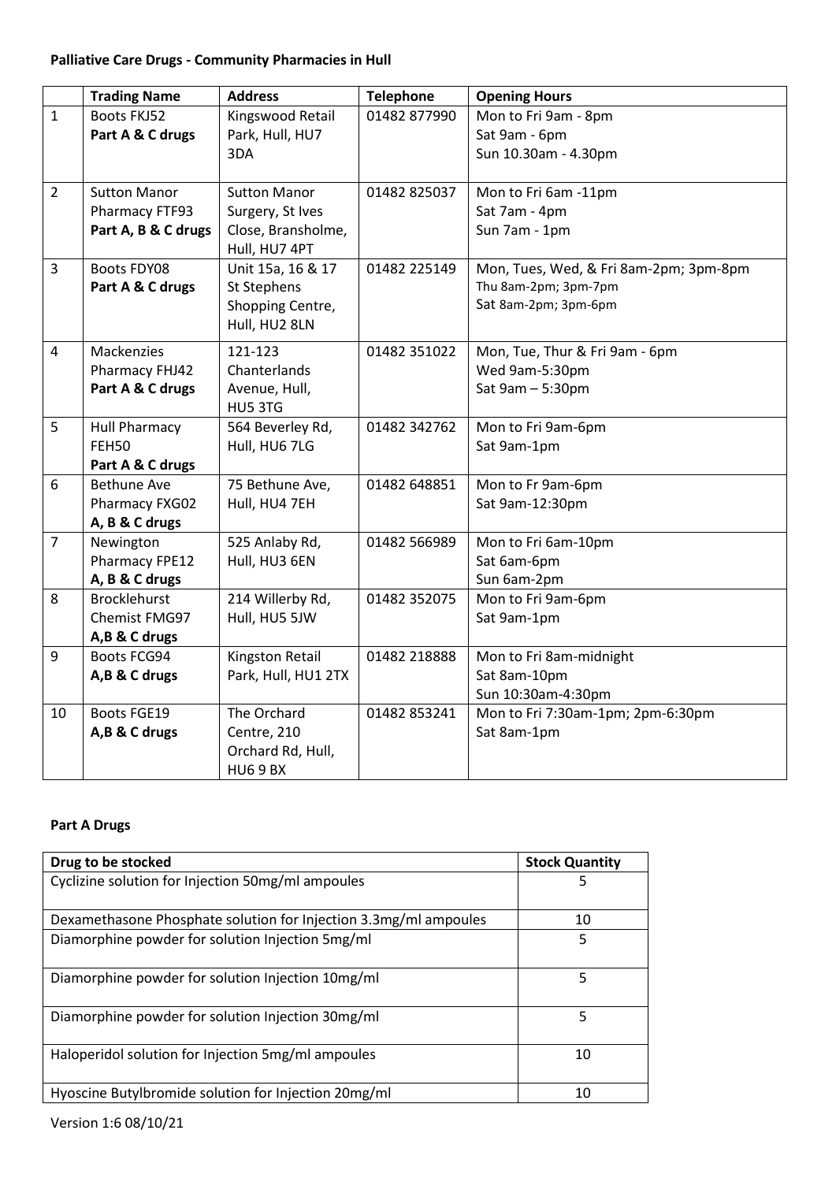**Palliative Care Drugs - Community Pharmacies in Hull**

| | Trading Name | Address | Telephone | Opening Hours |
|---|---|---|---|---|
| 1 | Boots FKJ52<br>**Part A & C drugs** | Kingswood Retail Park, Hull, HU7 3DA | 01482 877990 | Mon to Fri 9am - 8pm<br>Sat 9am - 6pm<br>Sun 10.30am - 4.30pm |
| 2 | Sutton Manor Pharmacy FTF93<br>**Part A, B & C drugs** | Sutton Manor Surgery, St Ives Close, Bransholme, Hull, HU7 4PT | 01482 825037 | Mon to Fri 6am -11pm<br>Sat 7am - 4pm<br>Sun 7am - 1pm |
| 3 | Boots FDY08<br>**Part A & C drugs** | Unit 15a, 16 & 17 St Stephens Shopping Centre, Hull, HU2 8LN | 01482 225149 | Mon, Tues, Wed, & Fri 8am-2pm; 3pm-8pm<br>Thu 8am-2pm; 3pm-7pm<br>Sat 8am-2pm; 3pm-6pm |
| 4 | Mackenzies Pharmacy FHJ42<br>**Part A & C drugs** | 121-123 Chanterlands Avenue, Hull, HU5 3TG | 01482 351022 | Mon, Tue, Thur & Fri 9am - 6pm<br>Wed 9am-5:30pm<br>Sat 9am – 5:30pm |
| 5 | Hull Pharmacy FEH50<br>**Part A & C drugs** | 564 Beverley Rd, Hull, HU6 7LG | 01482 342762 | Mon to Fri 9am-6pm<br>Sat 9am-1pm |
| 6 | Bethune Ave Pharmacy FXG02<br>**A, B & C drugs** | 75 Bethune Ave, Hull, HU4 7EH | 01482 648851 | Mon to Fr 9am-6pm<br>Sat 9am-12:30pm |
| 7 | Newington Pharmacy FPE12<br>**A, B & C drugs** | 525 Anlaby Rd, Hull, HU3 6EN | 01482 566989 | Mon to Fri 6am-10pm<br>Sat 6am-6pm<br>Sun 6am-2pm |
| 8 | Brocklehurst Chemist FMG97<br>**A,B & C drugs** | 214 Willerby Rd, Hull, HU5 5JW | 01482 352075 | Mon to Fri 9am-6pm<br>Sat 9am-1pm |
| 9 | Boots FCG94<br>**A,B & C drugs** | Kingston Retail Park, Hull, HU1 2TX | 01482 218888 | Mon to Fri 8am-midnight<br>Sat 8am-10pm<br>Sun 10:30am-4:30pm |
| 10 | Boots FGE19<br>**A,B & C drugs** | The Orchard Centre, 210 Orchard Rd, Hull, HU6 9 BX | 01482 853241 | Mon to Fri 7:30am-1pm; 2pm-6:30pm<br>Sat 8am-1pm |

**Part A Drugs**

| Drug to be stocked | Stock Quantity |
|---|---|
| Cyclizine solution for Injection 50mg/ml ampoules | 5 |
| Dexamethasone Phosphate solution for Injection 3.3mg/ml ampoules | 10 |
| Diamorphine powder for solution Injection 5mg/ml | 5 |
| Diamorphine powder for solution Injection 10mg/ml | 5 |
| Diamorphine powder for solution Injection 30mg/ml | 5 |
| Haloperidol solution for Injection 5mg/ml ampoules | 10 |
| Hyoscine Butylbromide solution for Injection 20mg/ml | 10 |

Version 1:6 08/10/21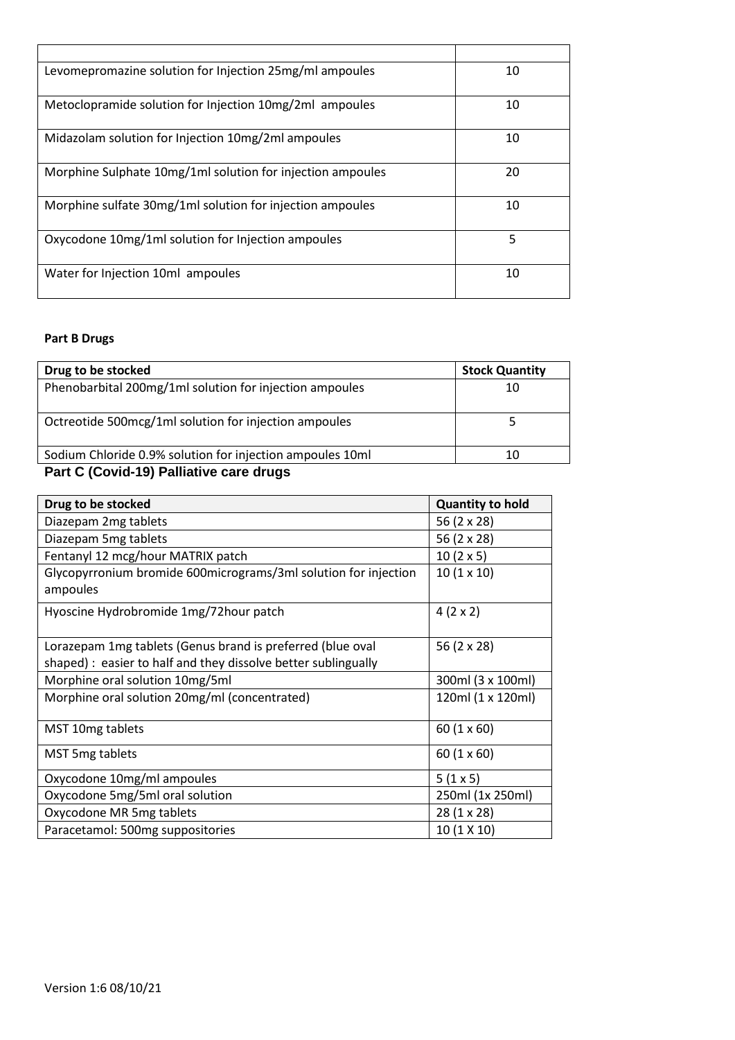| | |
|---|---|
| Levomepromazine solution for Injection 25mg/ml ampoules | 10 |
| Metoclopramide solution for Injection 10mg/2ml ampoules | 10 |
| Midazolam solution for Injection 10mg/2ml ampoules | 10 |
| Morphine Sulphate 10mg/1ml solution for injection ampoules | 20 |
| Morphine sulfate 30mg/1ml solution for injection ampoules | 10 |
| Oxycodone 10mg/1ml solution for Injection ampoules | 5 |
| Water for Injection 10ml ampoules | 10 |

**Part B Drugs**

| Drug to be stocked | Stock Quantity |
|---|---|
| Phenobarbital 200mg/1ml solution for injection ampoules | 10 |
| Octreotide 500mcg/1ml solution for injection ampoules | 5 |
| Sodium Chloride 0.9% solution for injection ampoules 10ml | 10 |

**Part C (Covid-19) Palliative care drugs**

| Drug to be stocked | Quantity to hold |
|---|---|
| Diazepam 2mg tablets | 56 (2 x 28) |
| Diazepam 5mg tablets | 56 (2 x 28) |
| Fentanyl 12 mcg/hour MATRIX patch | 10 (2 x 5) |
| Glycopyrronium bromide 600micrograms/3ml solution for injection ampoules | 10 (1 x 10) |
| Hyoscine Hydrobromide 1mg/72hour patch | 4 (2 x 2) |
| Lorazepam 1mg tablets (Genus brand is preferred (blue oval shaped) : easier to half and they dissolve better sublingually | 56 (2 x 28) |
| Morphine oral solution 10mg/5ml | 300ml (3 x 100ml) |
| Morphine oral solution 20mg/ml (concentrated) | 120ml (1 x 120ml) |
| MST 10mg tablets | 60 (1 x 60) |
| MST 5mg tablets | 60 (1 x 60) |
| Oxycodone 10mg/ml ampoules | 5 (1 x 5) |
| Oxycodone 5mg/5ml oral solution | 250ml (1x 250ml) |
| Oxycodone MR 5mg tablets | 28 (1 x 28) |
| Paracetamol: 500mg suppositories | 10 (1 X 10) |

Version 1:6 08/10/21